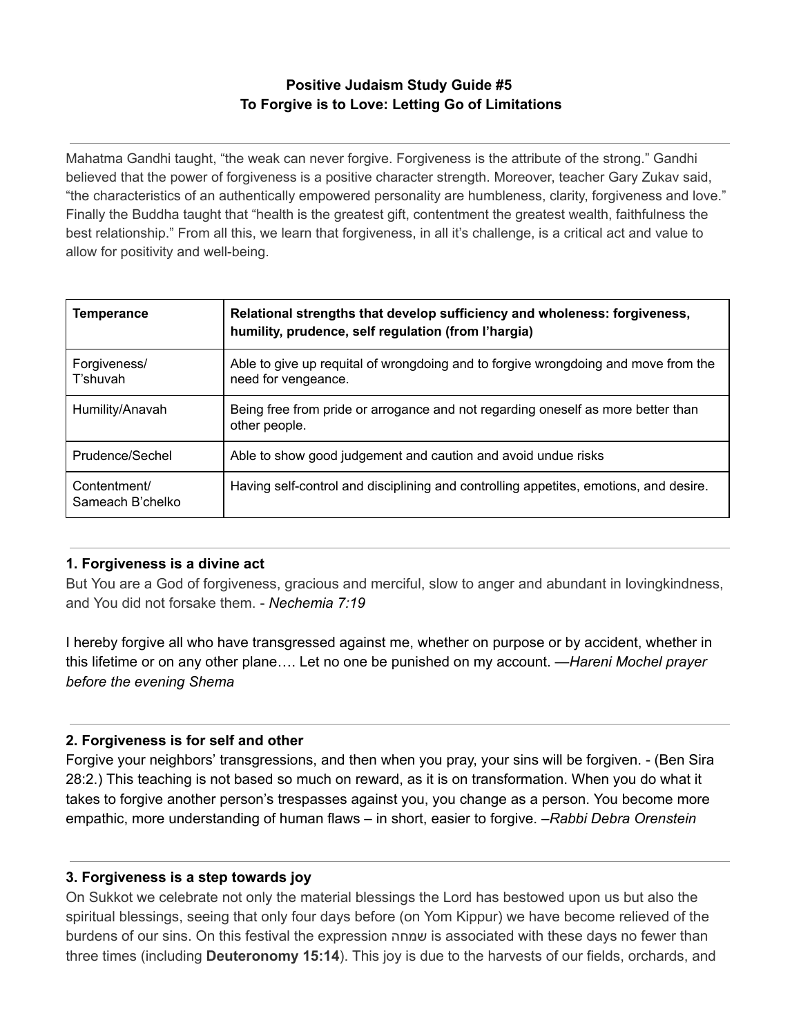# Positive Judaism Study Guide #5
## To Forgive is to Love: Letting Go of Limitations

---

Mahatma Gandhi taught, "the weak can never forgive. Forgiveness is the attribute of the strong." Gandhi believed that the power of forgiveness is a positive character strength. Moreover, teacher Gary Zukav said, "the characteristics of an authentically empowered personality are humbleness, clarity, forgiveness and love." Finally the Buddha taught that "health is the greatest gift, contentment the greatest wealth, faithfulness the best relationship." From all this, we learn that forgiveness, in all it's challenge, is a critical act and value to allow for positivity and well-being.

| **Temperance** | **Relational strengths that develop sufficiency and wholeness: forgiveness, humility, prudence, self regulation (from l'hargia)** |
|---|---|
| Forgiveness/ T'shuvah | Able to give up requital of wrongdoing and to forgive wrongdoing and move from the need for vengeance. |
| Humility/Anavah | Being free from pride or arrogance and not regarding oneself as more better than other people. |
| Prudence/Sechel | Able to show good judgement and caution and avoid undue risks |
| Contentment/ Sameach B'chelko | Having self-control and disciplining and controlling appetites, emotions, and desire. |

---

### 1. Forgiveness is a divine act

But You are a God of forgiveness, gracious and merciful, slow to anger and abundant in lovingkindness, and You did not forsake them. - *Nechemia 7:19*

I hereby forgive all who have transgressed against me, whether on purpose or by accident, whether in this lifetime or on any other plane…. Let no one be punished on my account. —*Hareni Mochel prayer before the evening Shema*

---

### 2. Forgiveness is for self and other

Forgive your neighbors' transgressions, and then when you pray, your sins will be forgiven. - (Ben Sira 28:2.) This teaching is not based so much on reward, as it is on transformation. When you do what it takes to forgive another person's trespasses against you, you change as a person. You become more empathic, more understanding of human flaws – in short, easier to forgive. –*Rabbi Debra Orenstein*

---

### 3. Forgiveness is a step towards joy

On Sukkot we celebrate not only the material blessings the Lord has bestowed upon us but also the spiritual blessings, seeing that only four days before (on Yom Kippur) we have become relieved of the burdens of our sins. On this festival the expression שמחה is associated with these days no fewer than three times (including **Deuteronomy 15:14**). This joy is due to the harvests of our fields, orchards, and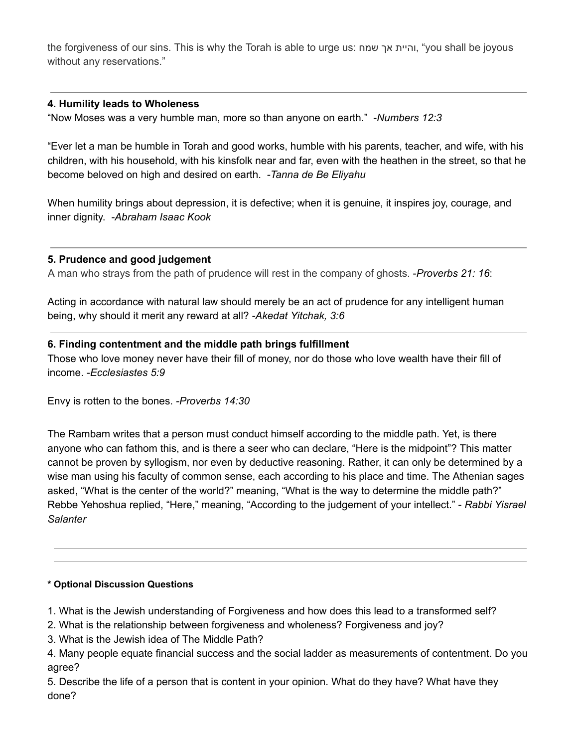the forgiveness of our sins. This is why the Torah is able to urge us: והיית אך שמח, "you shall be joyous without any reservations."

---

**4. Humility leads to Wholeness**

"Now Moses was a very humble man, more so than anyone on earth." *-Numbers 12:3*

"Ever let a man be humble in Torah and good works, humble with his parents, teacher, and wife, with his children, with his household, with his kinsfolk near and far, even with the heathen in the street, so that he become beloved on high and desired on earth. *-Tanna de Be Eliyahu*

When humility brings about depression, it is defective; when it is genuine, it inspires joy, courage, and inner dignity. *-Abraham Isaac Kook*

---

**5. Prudence and good judgement**

A man who strays from the path of prudence will rest in the company of ghosts. *-Proverbs 21: 16*:

Acting in accordance with natural law should merely be an act of prudence for any intelligent human being, why should it merit any reward at all? *-Akedat Yitchak, 3:6*

---

**6. Finding contentment and the middle path brings fulfillment**

Those who love money never have their fill of money, nor do those who love wealth have their fill of income. -*Ecclesiastes 5:9*

Envy is rotten to the bones. *-Proverbs 14:30*

The Rambam writes that a person must conduct himself according to the middle path. Yet, is there anyone who can fathom this, and is there a seer who can declare, "Here is the midpoint"? This matter cannot be proven by syllogism, nor even by deductive reasoning. Rather, it can only be determined by a wise man using his faculty of common sense, each according to his place and time. The Athenian sages asked, "What is the center of the world?" meaning, "What is the way to determine the middle path?" Rebbe Yehoshua replied, "Here," meaning, "According to the judgement of your intellect." - *Rabbi Yisrael Salanter*

---

**\* Optional Discussion Questions**

1. What is the Jewish understanding of Forgiveness and how does this lead to a transformed self?
2. What is the relationship between forgiveness and wholeness? Forgiveness and joy?
3. What is the Jewish idea of The Middle Path?
4. Many people equate financial success and the social ladder as measurements of contentment. Do you agree?
5. Describe the life of a person that is content in your opinion. What do they have? What have they done?